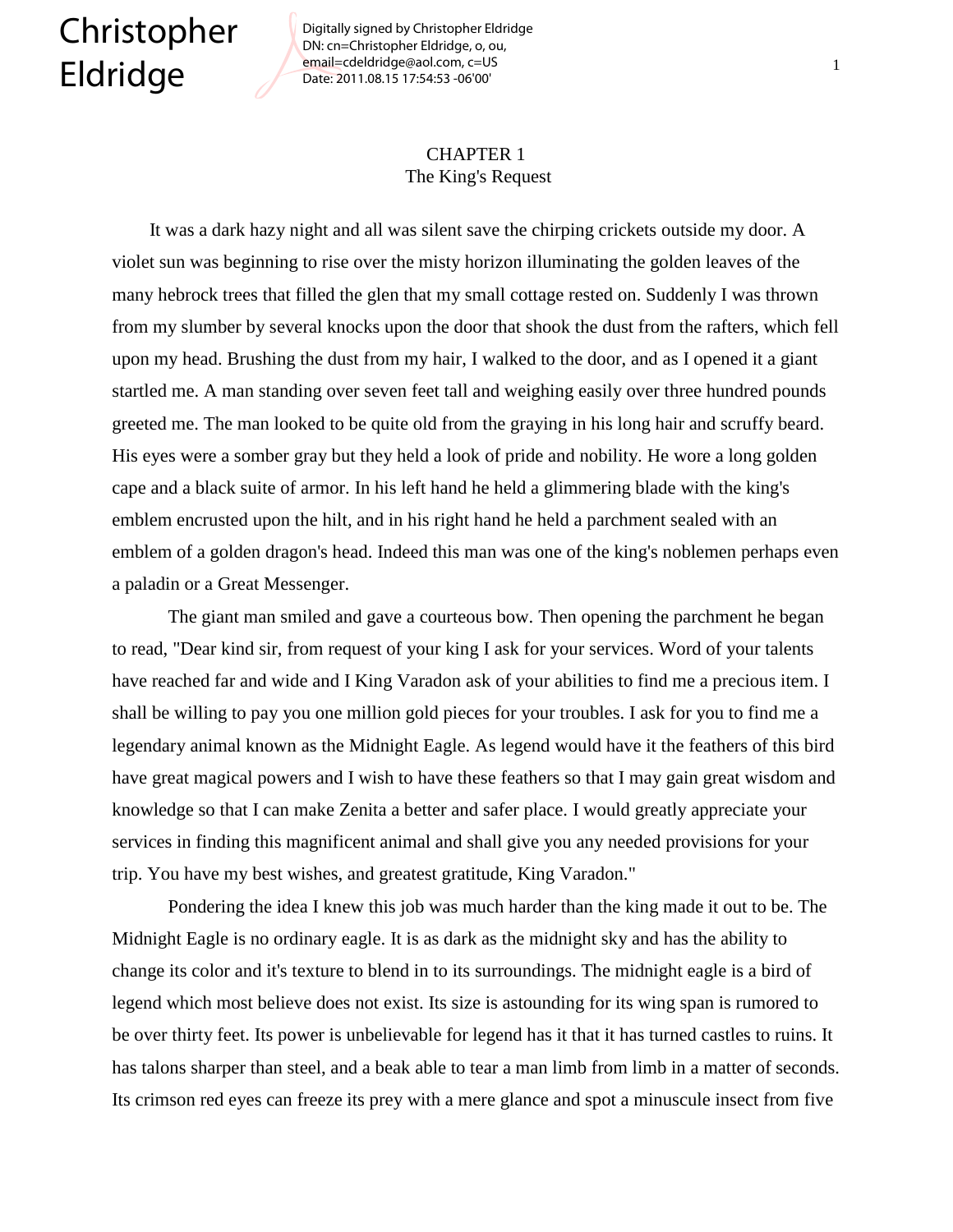# CHAPTER 1
## The King's Request

It was a dark hazy night and all was silent save the chirping crickets outside my door. A violet sun was beginning to rise over the misty horizon illuminating the golden leaves of the many hebrock trees that filled the glen that my small cottage rested on. Suddenly I was thrown from my slumber by several knocks upon the door that shook the dust from the rafters, which fell upon my head. Brushing the dust from my hair, I walked to the door, and as I opened it a giant startled me. A man standing over seven feet tall and weighing easily over three hundred pounds greeted me. The man looked to be quite old from the graying in his long hair and scruffy beard. His eyes were a somber gray but they held a look of pride and nobility. He wore a long golden cape and a black suite of armor. In his left hand he held a glimmering blade with the king's emblem encrusted upon the hilt, and in his right hand he held a parchment sealed with an emblem of a golden dragon's head. Indeed this man was one of the king's noblemen perhaps even a paladin or a Great Messenger.

The giant man smiled and gave a courteous bow. Then opening the parchment he began to read, "Dear kind sir, from request of your king I ask for your services. Word of your talents have reached far and wide and I King Varadon ask of your abilities to find me a precious item. I shall be willing to pay you one million gold pieces for your troubles. I ask for you to find me a legendary animal known as the Midnight Eagle. As legend would have it the feathers of this bird have great magical powers and I wish to have these feathers so that I may gain great wisdom and knowledge so that I can make Zenita a better and safer place. I would greatly appreciate your services in finding this magnificent animal and shall give you any needed provisions for your trip. You have my best wishes, and greatest gratitude, King Varadon."

Pondering the idea I knew this job was much harder than the king made it out to be. The Midnight Eagle is no ordinary eagle. It is as dark as the midnight sky and has the ability to change its color and it's texture to blend in to its surroundings. The midnight eagle is a bird of legend which most believe does not exist. Its size is astounding for its wing span is rumored to be over thirty feet. Its power is unbelievable for legend has it that it has turned castles to ruins. It has talons sharper than steel, and a beak able to tear a man limb from limb in a matter of seconds. Its crimson red eyes can freeze its prey with a mere glance and spot a minuscule insect from five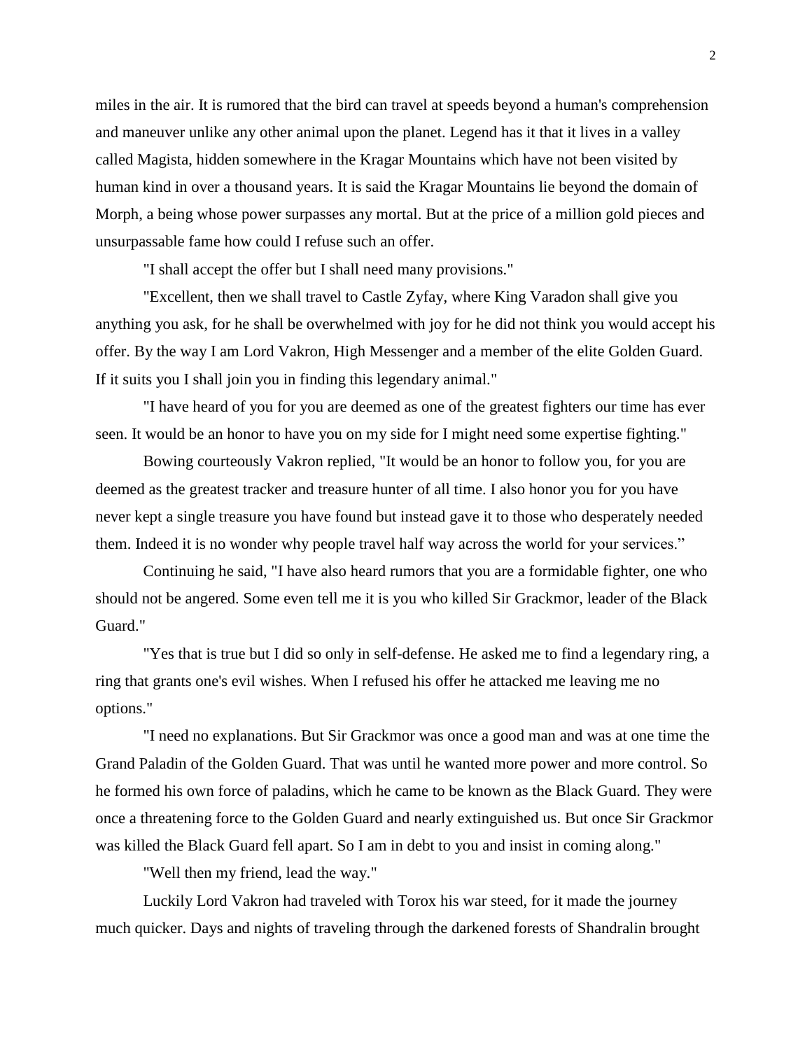miles in the air. It is rumored that the bird can travel at speeds beyond a human's comprehension and maneuver unlike any other animal upon the planet. Legend has it that it lives in a valley called Magista, hidden somewhere in the Kragar Mountains which have not been visited by human kind in over a thousand years. It is said the Kragar Mountains lie beyond the domain of Morph, a being whose power surpasses any mortal. But at the price of a million gold pieces and unsurpassable fame how could I refuse such an offer.

"I shall accept the offer but I shall need many provisions."

"Excellent, then we shall travel to Castle Zyfay, where King Varadon shall give you anything you ask, for he shall be overwhelmed with joy for he did not think you would accept his offer. By the way I am Lord Vakron, High Messenger and a member of the elite Golden Guard. If it suits you I shall join you in finding this legendary animal."

"I have heard of you for you are deemed as one of the greatest fighters our time has ever seen. It would be an honor to have you on my side for I might need some expertise fighting."

Bowing courteously Vakron replied, "It would be an honor to follow you, for you are deemed as the greatest tracker and treasure hunter of all time. I also honor you for you have never kept a single treasure you have found but instead gave it to those who desperately needed them. Indeed it is no wonder why people travel half way across the world for your services."

Continuing he said, "I have also heard rumors that you are a formidable fighter, one who should not be angered. Some even tell me it is you who killed Sir Grackmor, leader of the Black Guard."

"Yes that is true but I did so only in self-defense. He asked me to find a legendary ring, a ring that grants one's evil wishes. When I refused his offer he attacked me leaving me no options."

"I need no explanations. But Sir Grackmor was once a good man and was at one time the Grand Paladin of the Golden Guard. That was until he wanted more power and more control. So he formed his own force of paladins, which he came to be known as the Black Guard. They were once a threatening force to the Golden Guard and nearly extinguished us. But once Sir Grackmor was killed the Black Guard fell apart. So I am in debt to you and insist in coming along."

"Well then my friend, lead the way."

Luckily Lord Vakron had traveled with Torox his war steed, for it made the journey much quicker. Days and nights of traveling through the darkened forests of Shandralin brought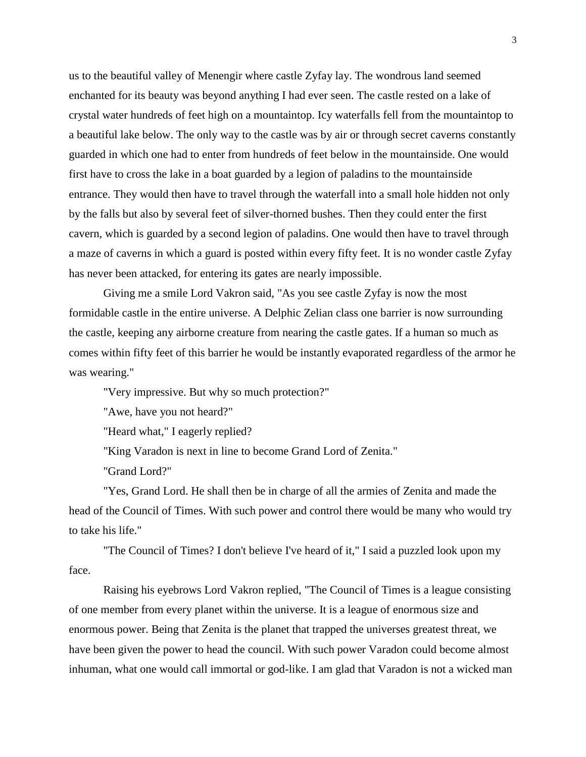us to the beautiful valley of Menengir where castle Zyfay lay. The wondrous land seemed enchanted for its beauty was beyond anything I had ever seen. The castle rested on a lake of crystal water hundreds of feet high on a mountaintop. Icy waterfalls fell from the mountaintop to a beautiful lake below. The only way to the castle was by air or through secret caverns constantly guarded in which one had to enter from hundreds of feet below in the mountainside. One would first have to cross the lake in a boat guarded by a legion of paladins to the mountainside entrance. They would then have to travel through the waterfall into a small hole hidden not only by the falls but also by several feet of silver-thorned bushes. Then they could enter the first cavern, which is guarded by a second legion of paladins. One would then have to travel through a maze of caverns in which a guard is posted within every fifty feet. It is no wonder castle Zyfay has never been attacked, for entering its gates are nearly impossible.

Giving me a smile Lord Vakron said, "As you see castle Zyfay is now the most formidable castle in the entire universe. A Delphic Zelian class one barrier is now surrounding the castle, keeping any airborne creature from nearing the castle gates. If a human so much as comes within fifty feet of this barrier he would be instantly evaporated regardless of the armor he was wearing."

"Very impressive. But why so much protection?"

"Awe, have you not heard?"

"Heard what," I eagerly replied?

"King Varadon is next in line to become Grand Lord of Zenita."

"Grand Lord?"

"Yes, Grand Lord. He shall then be in charge of all the armies of Zenita and made the head of the Council of Times. With such power and control there would be many who would try to take his life."

"The Council of Times? I don't believe I've heard of it," I said a puzzled look upon my face.

Raising his eyebrows Lord Vakron replied, "The Council of Times is a league consisting of one member from every planet within the universe. It is a league of enormous size and enormous power. Being that Zenita is the planet that trapped the universes greatest threat, we have been given the power to head the council. With such power Varadon could become almost inhuman, what one would call immortal or god-like. I am glad that Varadon is not a wicked man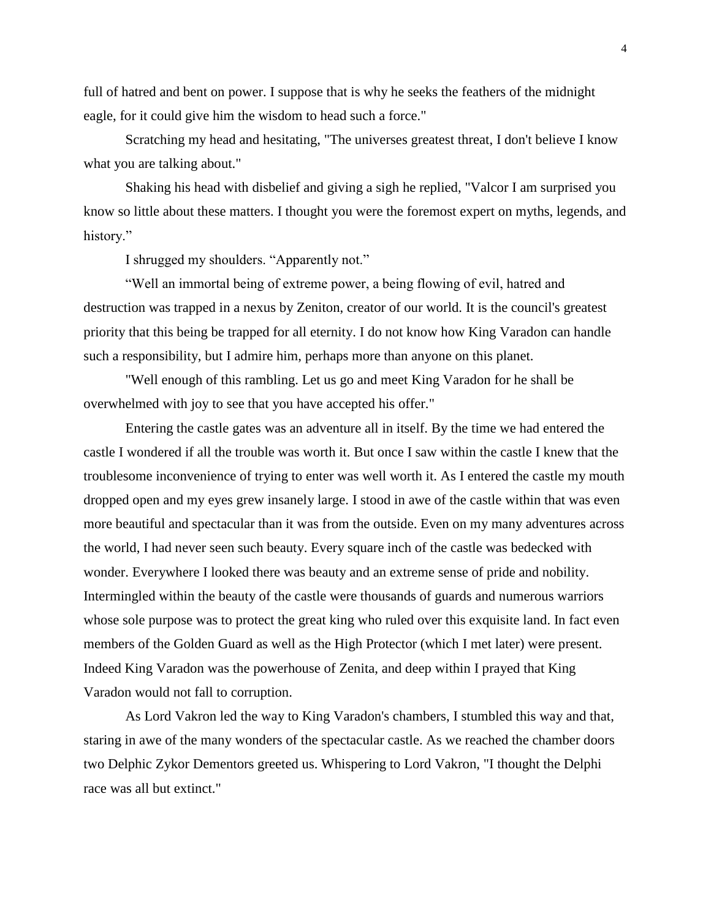full of hatred and bent on power. I suppose that is why he seeks the feathers of the midnight eagle, for it could give him the wisdom to head such a force."

Scratching my head and hesitating, "The universes greatest threat, I don't believe I know what you are talking about."

Shaking his head with disbelief and giving a sigh he replied, "Valcor I am surprised you know so little about these matters. I thought you were the foremost expert on myths, legends, and history."

I shrugged my shoulders. "Apparently not."

"Well an immortal being of extreme power, a being flowing of evil, hatred and destruction was trapped in a nexus by Zeniton, creator of our world. It is the council's greatest priority that this being be trapped for all eternity. I do not know how King Varadon can handle such a responsibility, but I admire him, perhaps more than anyone on this planet.

"Well enough of this rambling. Let us go and meet King Varadon for he shall be overwhelmed with joy to see that you have accepted his offer."

Entering the castle gates was an adventure all in itself. By the time we had entered the castle I wondered if all the trouble was worth it. But once I saw within the castle I knew that the troublesome inconvenience of trying to enter was well worth it. As I entered the castle my mouth dropped open and my eyes grew insanely large. I stood in awe of the castle within that was even more beautiful and spectacular than it was from the outside. Even on my many adventures across the world, I had never seen such beauty. Every square inch of the castle was bedecked with wonder. Everywhere I looked there was beauty and an extreme sense of pride and nobility. Intermingled within the beauty of the castle were thousands of guards and numerous warriors whose sole purpose was to protect the great king who ruled over this exquisite land. In fact even members of the Golden Guard as well as the High Protector (which I met later) were present. Indeed King Varadon was the powerhouse of Zenita, and deep within I prayed that King Varadon would not fall to corruption.

As Lord Vakron led the way to King Varadon's chambers, I stumbled this way and that, staring in awe of the many wonders of the spectacular castle. As we reached the chamber doors two Delphic Zykor Dementors greeted us. Whispering to Lord Vakron, "I thought the Delphi race was all but extinct."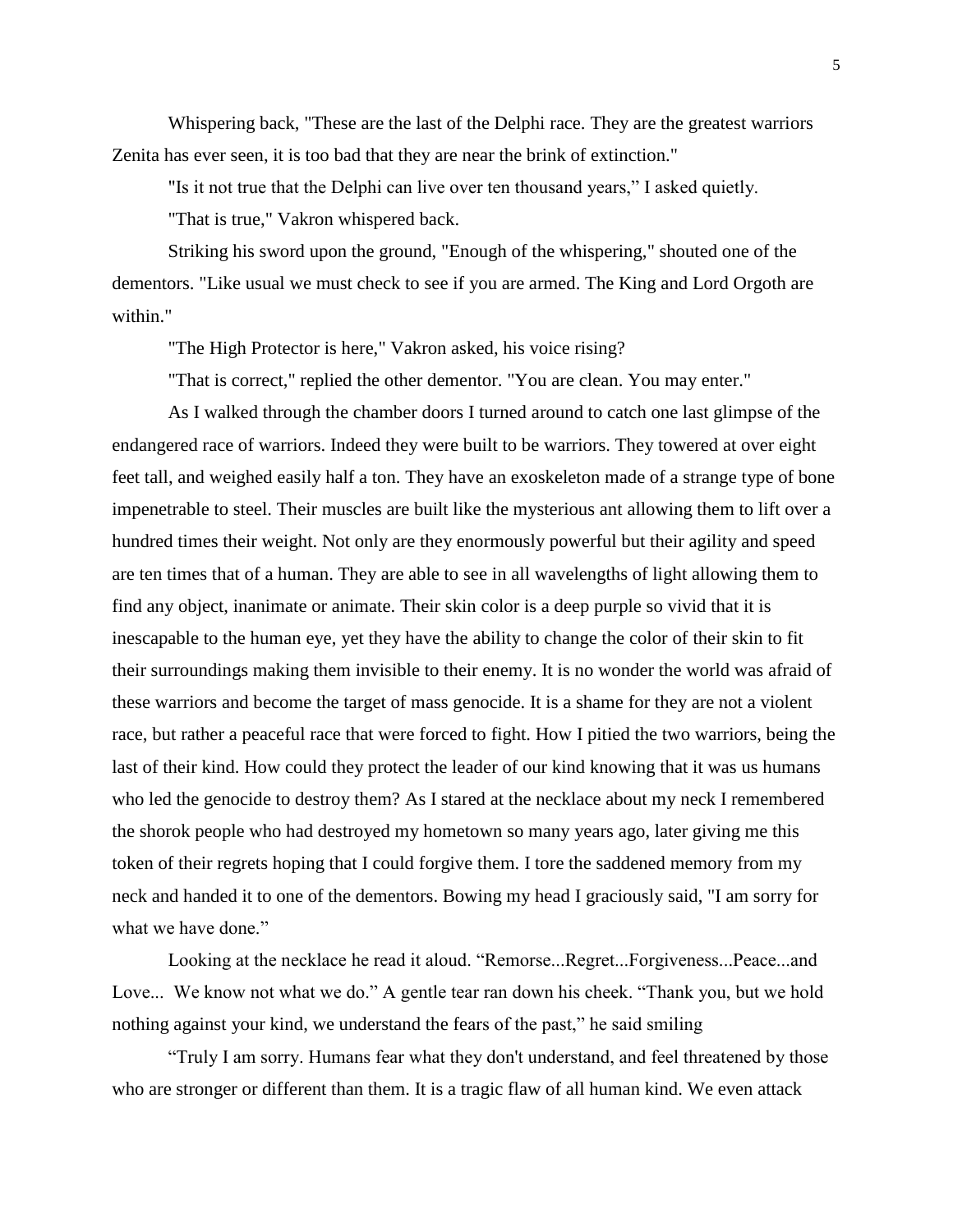Whispering back, "These are the last of the Delphi race. They are the greatest warriors Zenita has ever seen, it is too bad that they are near the brink of extinction."

"Is it not true that the Delphi can live over ten thousand years," I asked quietly.

"That is true," Vakron whispered back.

Striking his sword upon the ground, "Enough of the whispering," shouted one of the dementors. "Like usual we must check to see if you are armed. The King and Lord Orgoth are within."

"The High Protector is here," Vakron asked, his voice rising?

"That is correct," replied the other dementor. "You are clean. You may enter."

As I walked through the chamber doors I turned around to catch one last glimpse of the endangered race of warriors. Indeed they were built to be warriors. They towered at over eight feet tall, and weighed easily half a ton. They have an exoskeleton made of a strange type of bone impenetrable to steel. Their muscles are built like the mysterious ant allowing them to lift over a hundred times their weight. Not only are they enormously powerful but their agility and speed are ten times that of a human. They are able to see in all wavelengths of light allowing them to find any object, inanimate or animate. Their skin color is a deep purple so vivid that it is inescapable to the human eye, yet they have the ability to change the color of their skin to fit their surroundings making them invisible to their enemy. It is no wonder the world was afraid of these warriors and become the target of mass genocide. It is a shame for they are not a violent race, but rather a peaceful race that were forced to fight. How I pitied the two warriors, being the last of their kind. How could they protect the leader of our kind knowing that it was us humans who led the genocide to destroy them? As I stared at the necklace about my neck I remembered the shorok people who had destroyed my hometown so many years ago, later giving me this token of their regrets hoping that I could forgive them. I tore the saddened memory from my neck and handed it to one of the dementors. Bowing my head I graciously said, "I am sorry for what we have done."

Looking at the necklace he read it aloud. "Remorse...Regret...Forgiveness...Peace...and Love... We know not what we do." A gentle tear ran down his cheek. "Thank you, but we hold nothing against your kind, we understand the fears of the past," he said smiling

"Truly I am sorry. Humans fear what they don't understand, and feel threatened by those who are stronger or different than them. It is a tragic flaw of all human kind. We even attack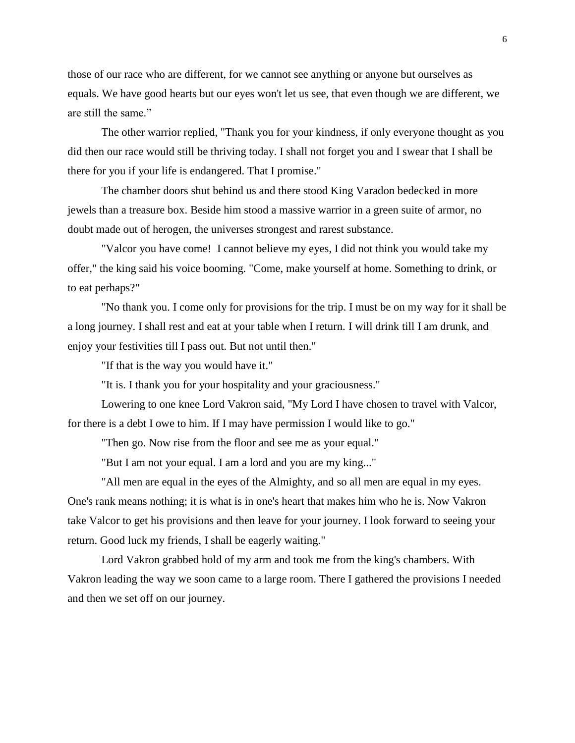those of our race who are different, for we cannot see anything or anyone but ourselves as equals. We have good hearts but our eyes won't let us see, that even though we are different, we are still the same."

The other warrior replied, "Thank you for your kindness, if only everyone thought as you did then our race would still be thriving today. I shall not forget you and I swear that I shall be there for you if your life is endangered. That I promise."

The chamber doors shut behind us and there stood King Varadon bedecked in more jewels than a treasure box. Beside him stood a massive warrior in a green suite of armor, no doubt made out of herogen, the universes strongest and rarest substance.

"Valcor you have come! I cannot believe my eyes, I did not think you would take my offer," the king said his voice booming. "Come, make yourself at home. Something to drink, or to eat perhaps?"

"No thank you. I come only for provisions for the trip. I must be on my way for it shall be a long journey. I shall rest and eat at your table when I return. I will drink till I am drunk, and enjoy your festivities till I pass out. But not until then."

"If that is the way you would have it."

"It is. I thank you for your hospitality and your graciousness."

Lowering to one knee Lord Vakron said, "My Lord I have chosen to travel with Valcor, for there is a debt I owe to him. If I may have permission I would like to go."

"Then go. Now rise from the floor and see me as your equal."

"But I am not your equal. I am a lord and you are my king..."

"All men are equal in the eyes of the Almighty, and so all men are equal in my eyes. One's rank means nothing; it is what is in one's heart that makes him who he is. Now Vakron take Valcor to get his provisions and then leave for your journey. I look forward to seeing your return. Good luck my friends, I shall be eagerly waiting."

Lord Vakron grabbed hold of my arm and took me from the king's chambers. With Vakron leading the way we soon came to a large room. There I gathered the provisions I needed and then we set off on our journey.